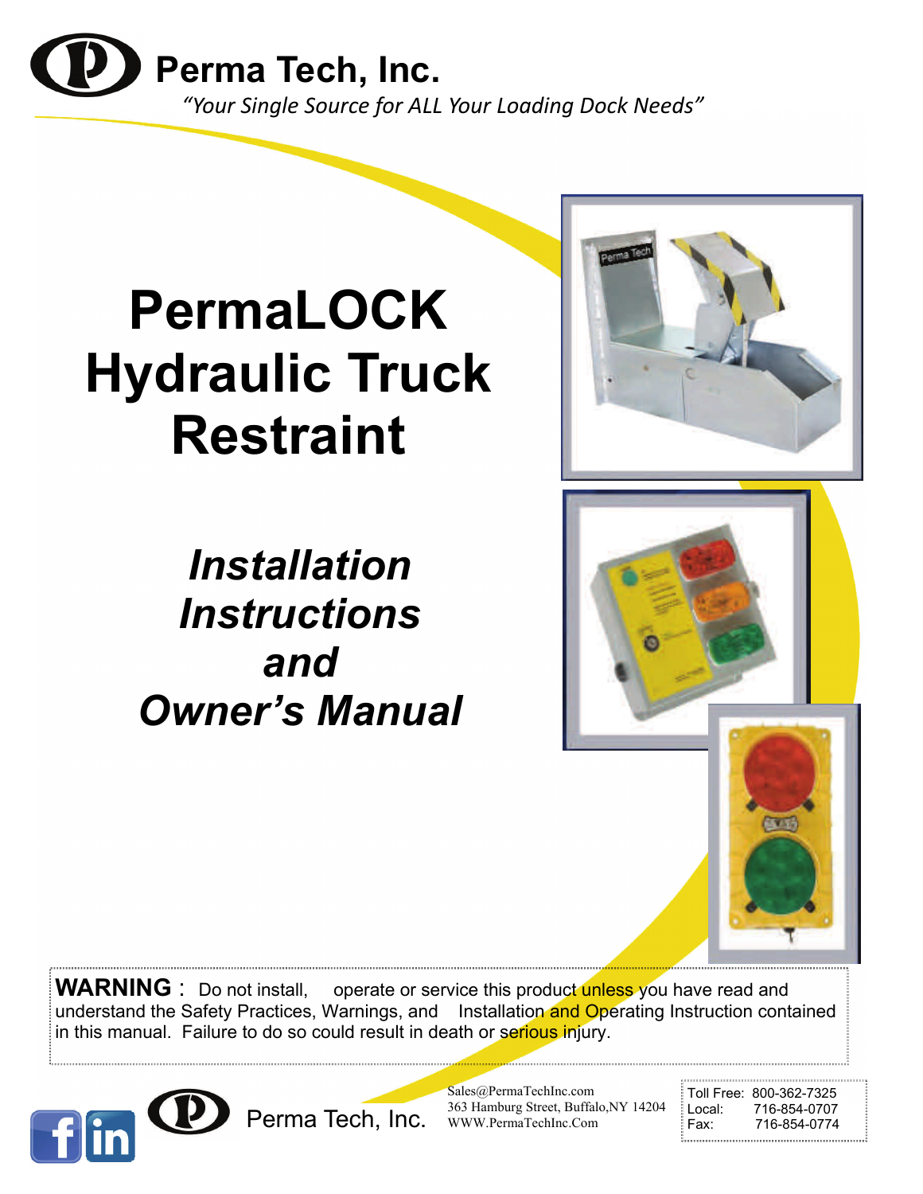# Perma Tech, Inc.

*"Your Single Source for ALL Your Loading Dock Needs"*

# PermaLOCK Hydraulic Truck Restraint

## *Installation Instructions and Owner's Manual*

**WARNING** : Do not install, operate or service this product unless you have read and understand the Safety Practices, Warnings, and Installation and Operating Instruction contained in this manual. Failure to do so could result in death or serious injury.

Perma Tech, Inc.

Sales@PermaTechInc.com
363 Hamburg Street, Buffalo,NY 14204
WWW.PermaTechInc.Com

Toll Free: 800-362-7325
Local: 716-854-0707
Fax: 716-854-0774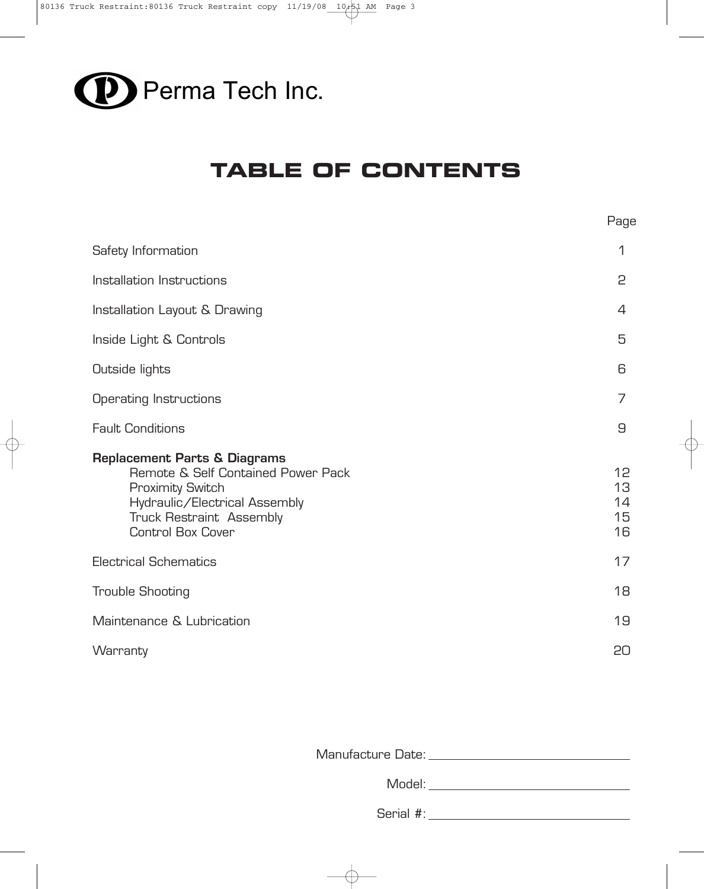Perma Tech Inc.

# TABLE OF CONTENTS

| | Page |
|---|---|
| Safety Information | 1 |
| Installation Instructions | 2 |
| Installation Layout & Drawing | 4 |
| Inside Light & Controls | 5 |
| Outside lights | 6 |
| Operating Instructions | 7 |
| Fault Conditions | 9 |
| **Replacement Parts & Diagrams** | |
| Remote & Self Contained Power Pack | 12 |
| Proximity Switch | 13 |
| Hydraulic/Electrical Assembly | 14 |
| Truck Restraint Assembly | 15 |
| Control Box Cover | 16 |
| Electrical Schematics | 17 |
| Trouble Shooting | 18 |
| Maintenance & Lubrication | 19 |
| Warranty | 20 |

Manufacture Date: ____________________

Model: ____________________

Serial #: ____________________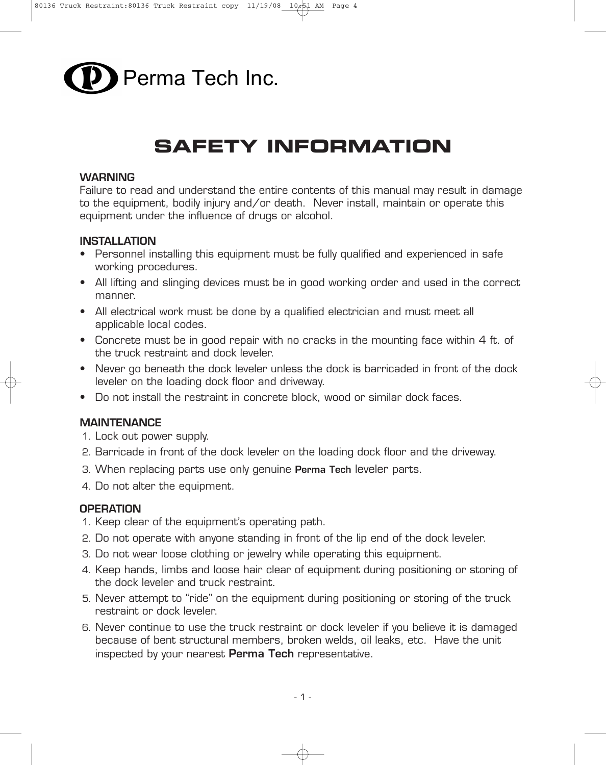Perma Tech Inc.

# SAFETY INFORMATION

**WARNING**

Failure to read and understand the entire contents of this manual may result in damage to the equipment, bodily injury and/or death. Never install, maintain or operate this equipment under the influence of drugs or alcohol.

**INSTALLATION**

- Personnel installing this equipment must be fully qualified and experienced in safe working procedures.
- All lifting and slinging devices must be in good working order and used in the correct manner.
- All electrical work must be done by a qualified electrician and must meet all applicable local codes.
- Concrete must be in good repair with no cracks in the mounting face within 4 ft. of the truck restraint and dock leveler.
- Never go beneath the dock leveler unless the dock is barricaded in front of the dock leveler on the loading dock floor and driveway.
- Do not install the restraint in concrete block, wood or similar dock faces.

**MAINTENANCE**

1. Lock out power supply.
2. Barricade in front of the dock leveler on the loading dock floor and the driveway.
3. When replacing parts use only genuine **Perma Tech** leveler parts.
4. Do not alter the equipment.

**OPERATION**

1. Keep clear of the equipment's operating path.
2. Do not operate with anyone standing in front of the lip end of the dock leveler.
3. Do not wear loose clothing or jewelry while operating this equipment.
4. Keep hands, limbs and loose hair clear of equipment during positioning or storing of the dock leveler and truck restraint.
5. Never attempt to "ride" on the equipment during positioning or storing of the truck restraint or dock leveler.
6. Never continue to use the truck restraint or dock leveler if you believe it is damaged because of bent structural members, broken welds, oil leaks, etc. Have the unit inspected by your nearest **Perma Tech** representative.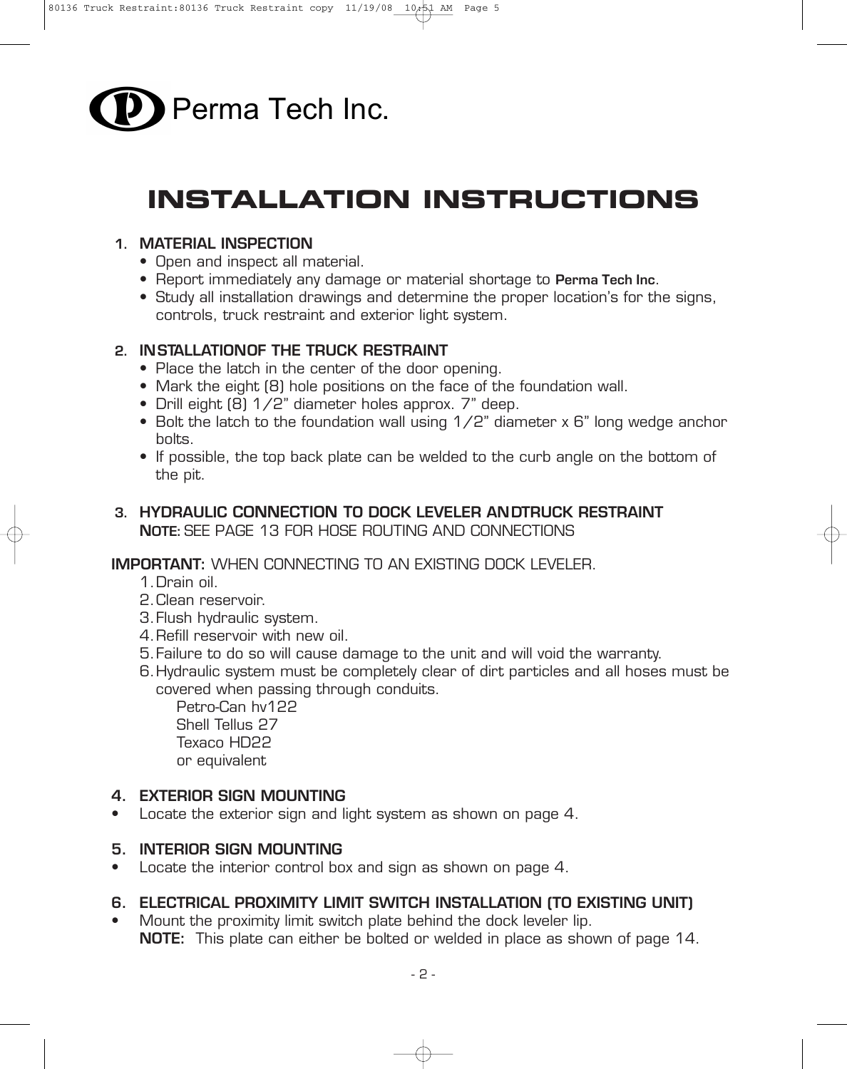Perma Tech Inc.

# INSTALLATION INSTRUCTIONS

1. **MATERIAL INSPECTION**
   - Open and inspect all material.
   - Report immediately any damage or material shortage to **Perma Tech Inc**.
   - Study all installation drawings and determine the proper location's for the signs, controls, truck restraint and exterior light system.

2. **INSTALLATIONOF THE TRUCK RESTRAINT**
   - Place the latch in the center of the door opening.
   - Mark the eight (8) hole positions on the face of the foundation wall.
   - Drill eight (8) 1/2" diameter holes approx. 7" deep.
   - Bolt the latch to the foundation wall using 1/2" diameter x 6" long wedge anchor bolts.
   - If possible, the top back plate can be welded to the curb angle on the bottom of the pit.

3. **HYDRAULIC CONNECTION TO DOCK LEVELER ANDTRUCK RESTRAINT**
   **NOTE:** SEE PAGE 13 FOR HOSE ROUTING AND CONNECTIONS

**IMPORTANT:** WHEN CONNECTING TO AN EXISTING DOCK LEVELER.

1. Drain oil.
2. Clean reservoir.
3. Flush hydraulic system.
4. Refill reservoir with new oil.
5. Failure to do so will cause damage to the unit and will void the warranty.
6. Hydraulic system must be completely clear of dirt particles and all hoses must be covered when passing through conduits.
   Petro-Can hv122
   Shell Tellus 27
   Texaco HD22
   or equivalent

4. **EXTERIOR SIGN MOUNTING**
- Locate the exterior sign and light system as shown on page 4.

5. **INTERIOR SIGN MOUNTING**
- Locate the interior control box and sign as shown on page 4.

6. **ELECTRICAL PROXIMITY LIMIT SWITCH INSTALLATION (TO EXISTING UNIT)**
- Mount the proximity limit switch plate behind the dock leveler lip.
  **NOTE:** This plate can either be bolted or welded in place as shown of page 14.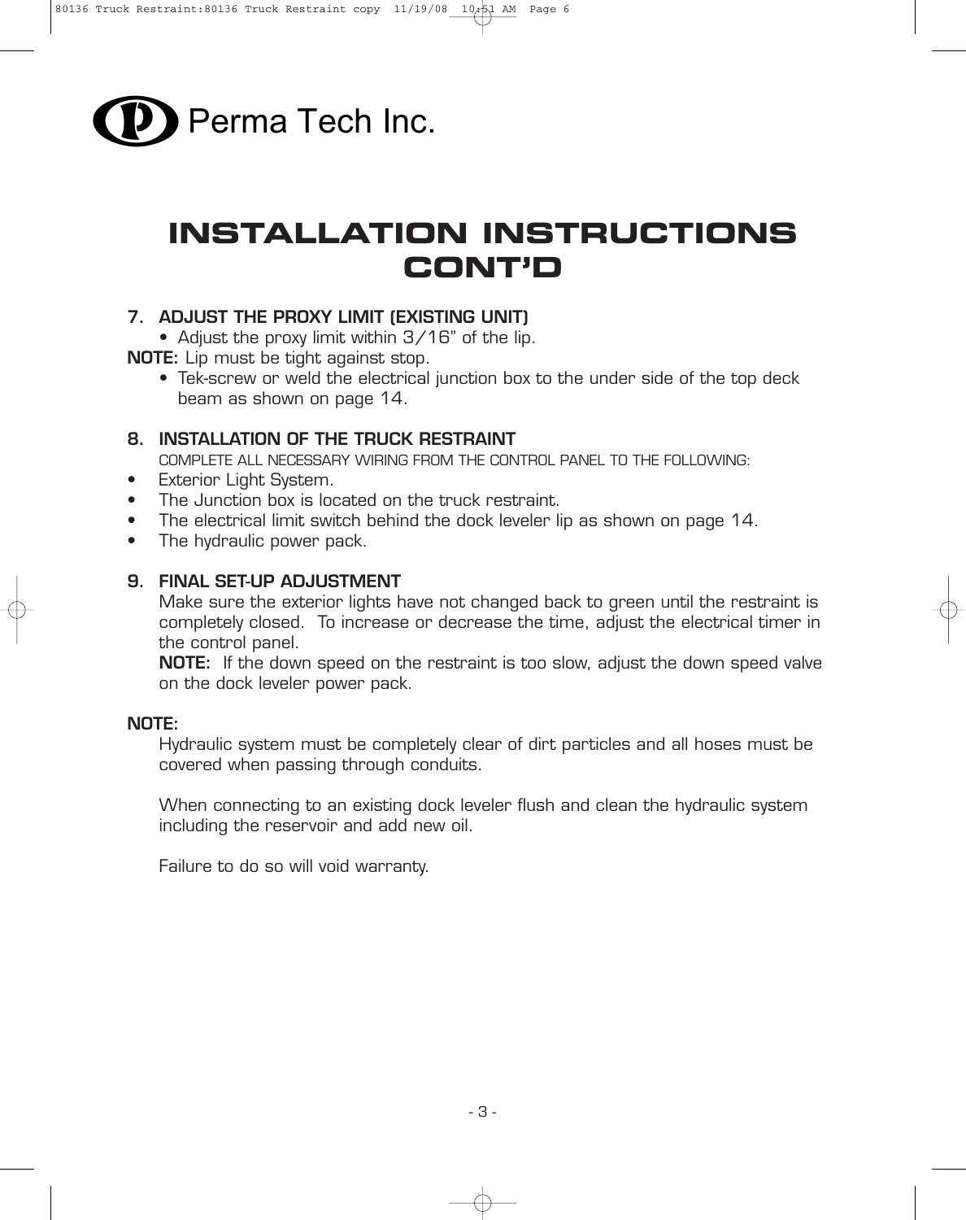Perma Tech Inc.

# INSTALLATION INSTRUCTIONS CONT'D

**7. ADJUST THE PROXY LIMIT (EXISTING UNIT)**

- Adjust the proxy limit within 3/16" of the lip.

**NOTE:** Lip must be tight against stop.

- Tek-screw or weld the electrical junction box to the under side of the top deck beam as shown on page 14.

**8. INSTALLATION OF THE TRUCK RESTRAINT**

COMPLETE ALL NECESSARY WIRING FROM THE CONTROL PANEL TO THE FOLLOWING:

- Exterior Light System.
- The Junction box is located on the truck restraint.
- The electrical limit switch behind the dock leveler lip as shown on page 14.
- The hydraulic power pack.

**9. FINAL SET-UP ADJUSTMENT**

Make sure the exterior lights have not changed back to green until the restraint is completely closed. To increase or decrease the time, adjust the electrical timer in the control panel.

**NOTE:** If the down speed on the restraint is too slow, adjust the down speed valve on the dock leveler power pack.

**NOTE:**

Hydraulic system must be completely clear of dirt particles and all hoses must be covered when passing through conduits.

When connecting to an existing dock leveler flush and clean the hydraulic system including the reservoir and add new oil.

Failure to do so will void warranty.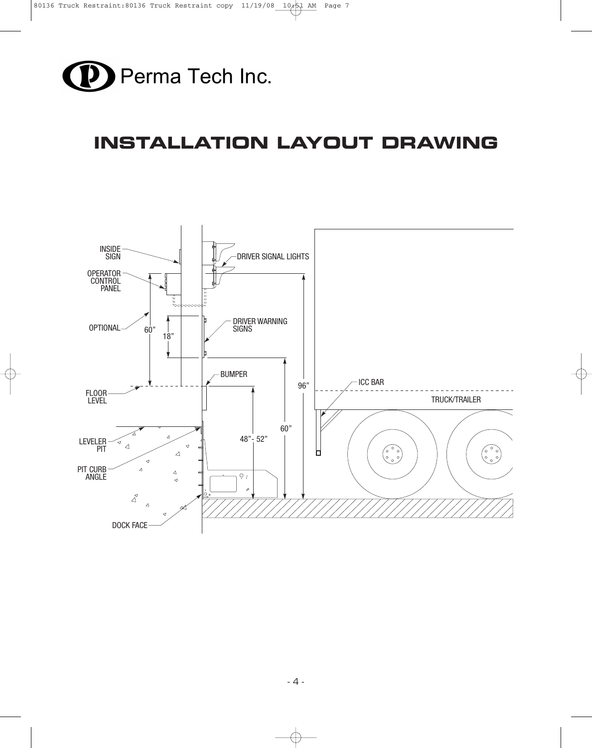Perma Tech Inc.

# INSTALLATION LAYOUT DRAWING

INSIDE SIGN

OPERATOR CONTROL PANEL

OPTIONAL

FLOOR LEVEL

LEVELER PIT

PIT CURB ANGLE

DOCK FACE

DRIVER SIGNAL LIGHTS

DRIVER WARNING SIGNS

BUMPER

ICC BAR

TRUCK/TRAILER

60”

18”

96”

60”

48”- 52”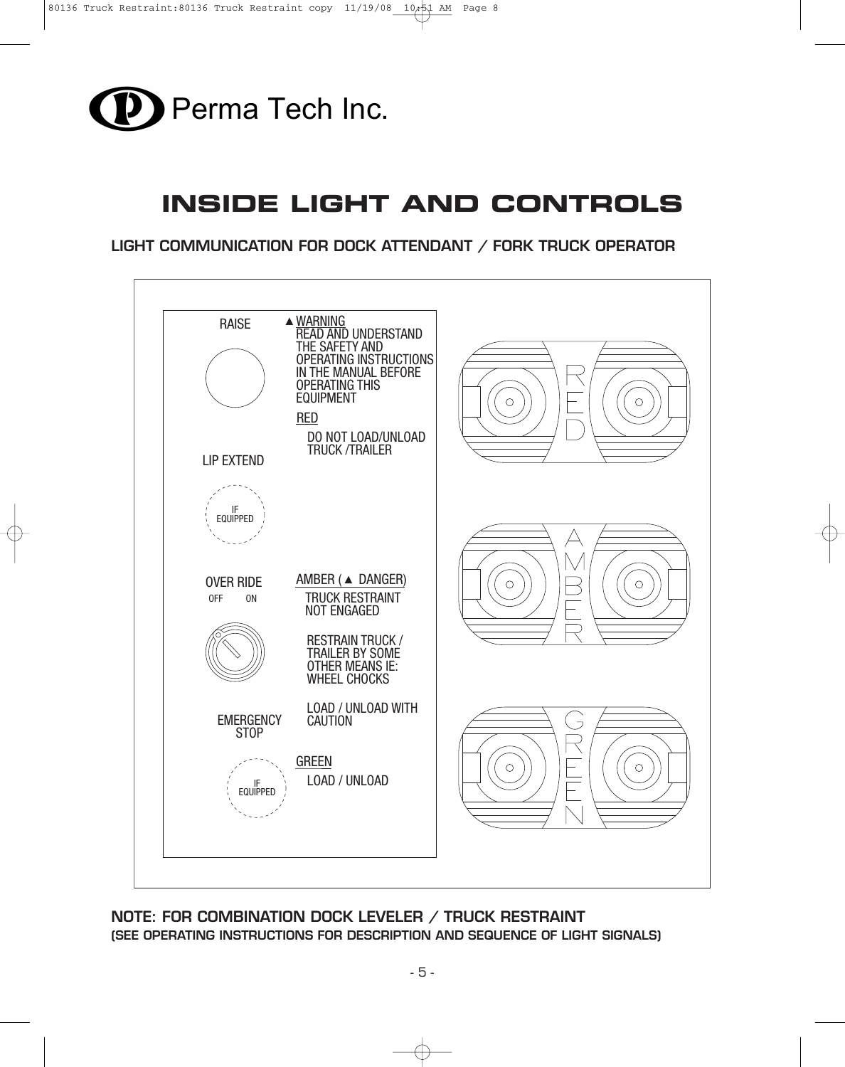Perma Tech Inc.

# INSIDE LIGHT AND CONTROLS

### LIGHT COMMUNICATION FOR DOCK ATTENDANT / FORK TRUCK OPERATOR

RAISE

▲ WARNING
READ AND UNDERSTAND THE SAFETY AND OPERATING INSTRUCTIONS IN THE MANUAL BEFORE OPERATING THIS EQUIPMENT

RED
DO NOT LOAD/UNLOAD TRUCK /TRAILER

LIP EXTEND

IF EQUIPPED

OVER RIDE
OFF ON

AMBER (▲ DANGER)
TRUCK RESTRAINT NOT ENGAGED

RESTRAIN TRUCK / TRAILER BY SOME OTHER MEANS IE: WHEEL CHOCKS

LOAD / UNLOAD WITH CAUTION

EMERGENCY STOP

IF EQUIPPED

GREEN
LOAD / UNLOAD

RED

AMBER

GREEN

**NOTE: FOR COMBINATION DOCK LEVELER / TRUCK RESTRAINT**
**(SEE OPERATING INSTRUCTIONS FOR DESCRIPTION AND SEQUENCE OF LIGHT SIGNALS)**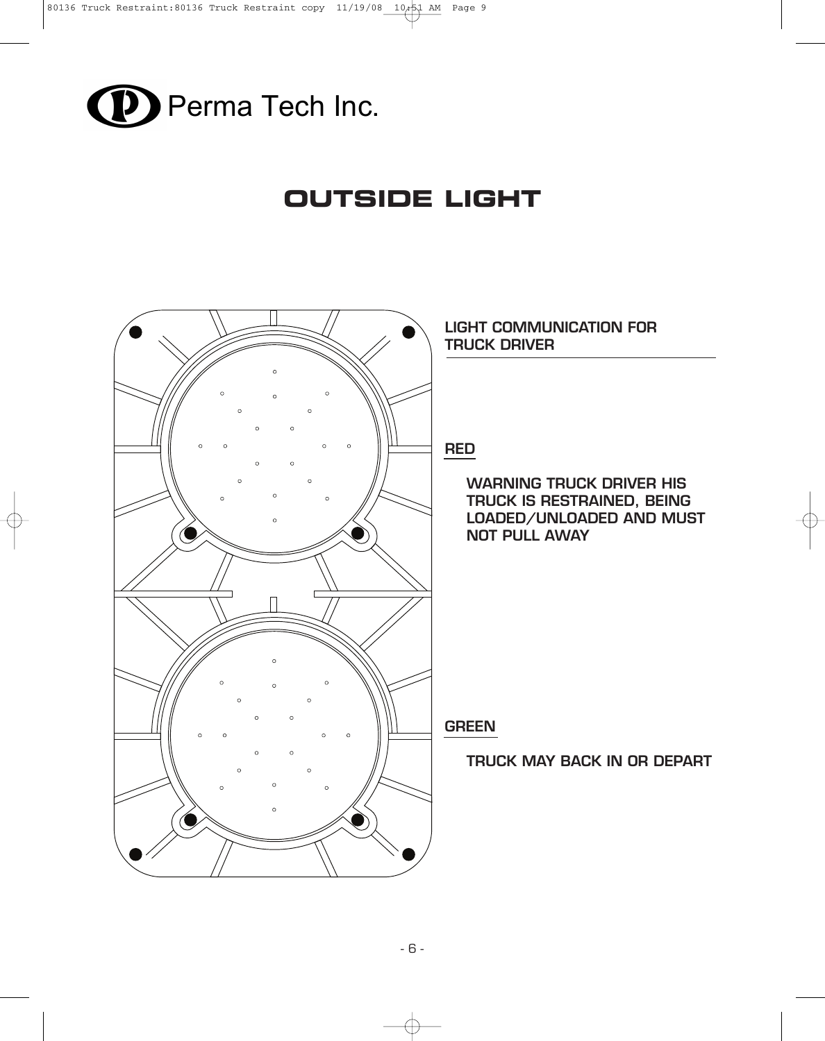Perma Tech Inc.

# OUTSIDE LIGHT

**LIGHT COMMUNICATION FOR TRUCK DRIVER**

**RED**

**WARNING TRUCK DRIVER HIS TRUCK IS RESTRAINED, BEING LOADED/UNLOADED AND MUST NOT PULL AWAY**

**GREEN**

**TRUCK MAY BACK IN OR DEPART**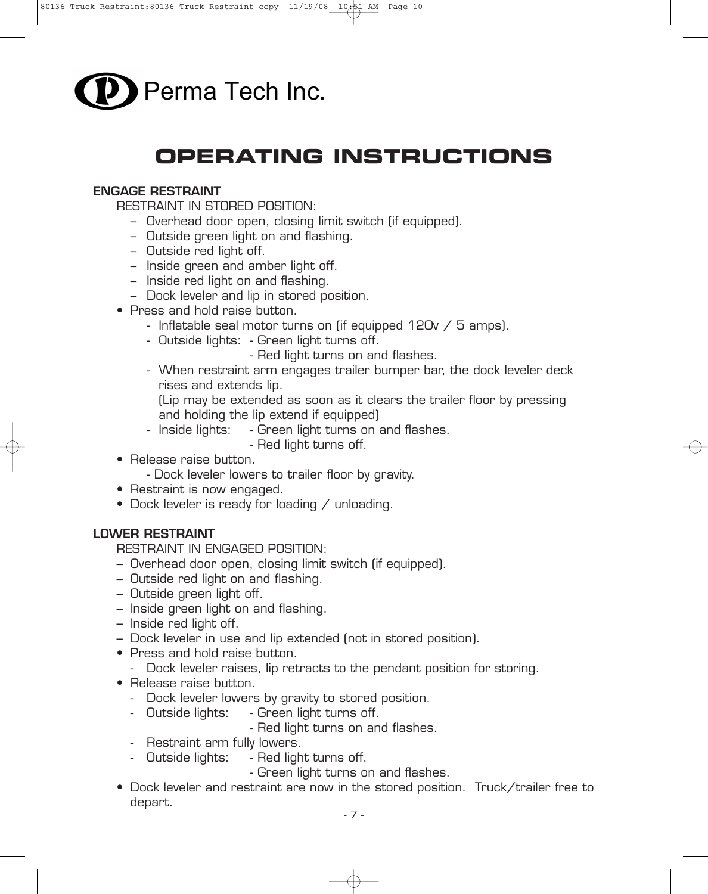Perma Tech Inc.

# OPERATING INSTRUCTIONS

**ENGAGE RESTRAINT**

RESTRAINT IN STORED POSITION:

- Overhead door open, closing limit switch (if equipped).
- Outside green light on and flashing.
- Outside red light off.
- Inside green and amber light off.
- Inside red light on and flashing.
- Dock leveler and lip in stored position.

- Press and hold raise button.
  - Inflatable seal motor turns on (if equipped 120v / 5 amps).
  - Outside lights:
    - Green light turns off.
    - Red light turns on and flashes.
  - When restraint arm engages trailer bumper bar, the dock leveler deck rises and extends lip.
    (Lip may be extended as soon as it clears the trailer floor by pressing and holding the lip extend if equipped)
  - Inside lights:
    - Green light turns on and flashes.
    - Red light turns off.
- Release raise button.
  - Dock leveler lowers to trailer floor by gravity.
- Restraint is now engaged.
- Dock leveler is ready for loading / unloading.

**LOWER RESTRAINT**

RESTRAINT IN ENGAGED POSITION:

- Overhead door open, closing limit switch (if equipped).
- Outside red light on and flashing.
- Outside green light off.
- Inside green light on and flashing.
- Inside red light off.
- Dock leveler in use and lip extended (not in stored position).

- Press and hold raise button.
  - Dock leveler raises, lip retracts to the pendant position for storing.
- Release raise button.
  - Dock leveler lowers by gravity to stored position.
  - Outside lights:
    - Green light turns off.
    - Red light turns on and flashes.
  - Restraint arm fully lowers.
  - Outside lights:
    - Red light turns off.
    - Green light turns on and flashes.
- Dock leveler and restraint are now in the stored position. Truck/trailer free to depart.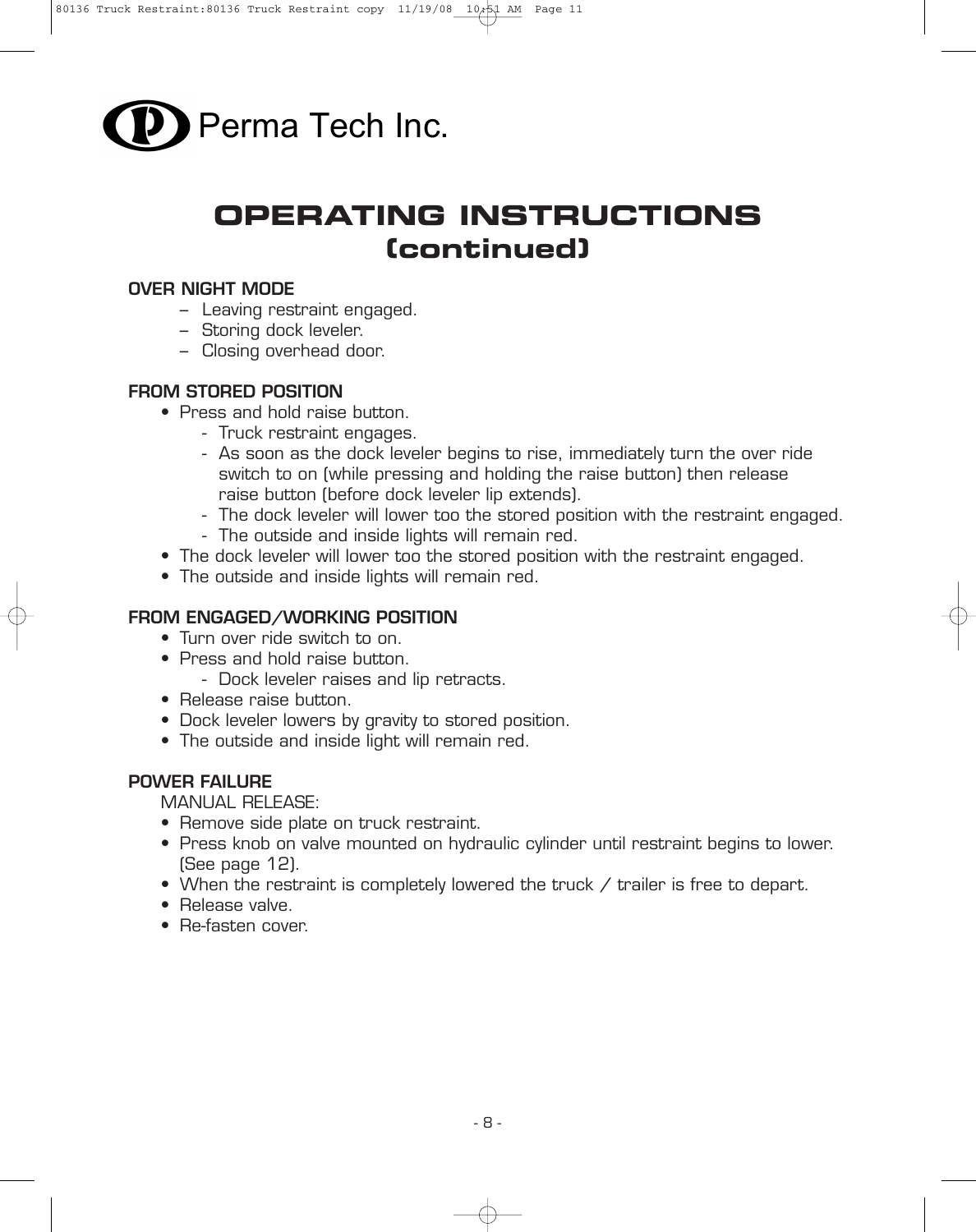Perma Tech Inc.

# OPERATING INSTRUCTIONS (continued)

**OVER NIGHT MODE**

- Leaving restraint engaged.
- Storing dock leveler.
- Closing overhead door.

**FROM STORED POSITION**

- Press and hold raise button.
  - Truck restraint engages.
  - As soon as the dock leveler begins to rise, immediately turn the over ride switch to on (while pressing and holding the raise button) then release raise button (before dock leveler lip extends).
  - The dock leveler will lower too the stored position with the restraint engaged.
  - The outside and inside lights will remain red.
- The dock leveler will lower too the stored position with the restraint engaged.
- The outside and inside lights will remain red.

**FROM ENGAGED/WORKING POSITION**

- Turn over ride switch to on.
- Press and hold raise button.
  - Dock leveler raises and lip retracts.
- Release raise button.
- Dock leveler lowers by gravity to stored position.
- The outside and inside light will remain red.

**POWER FAILURE**

MANUAL RELEASE:

- Remove side plate on truck restraint.
- Press knob on valve mounted on hydraulic cylinder until restraint begins to lower. (See page 12).
- When the restraint is completely lowered the truck / trailer is free to depart.
- Release valve.
- Re-fasten cover.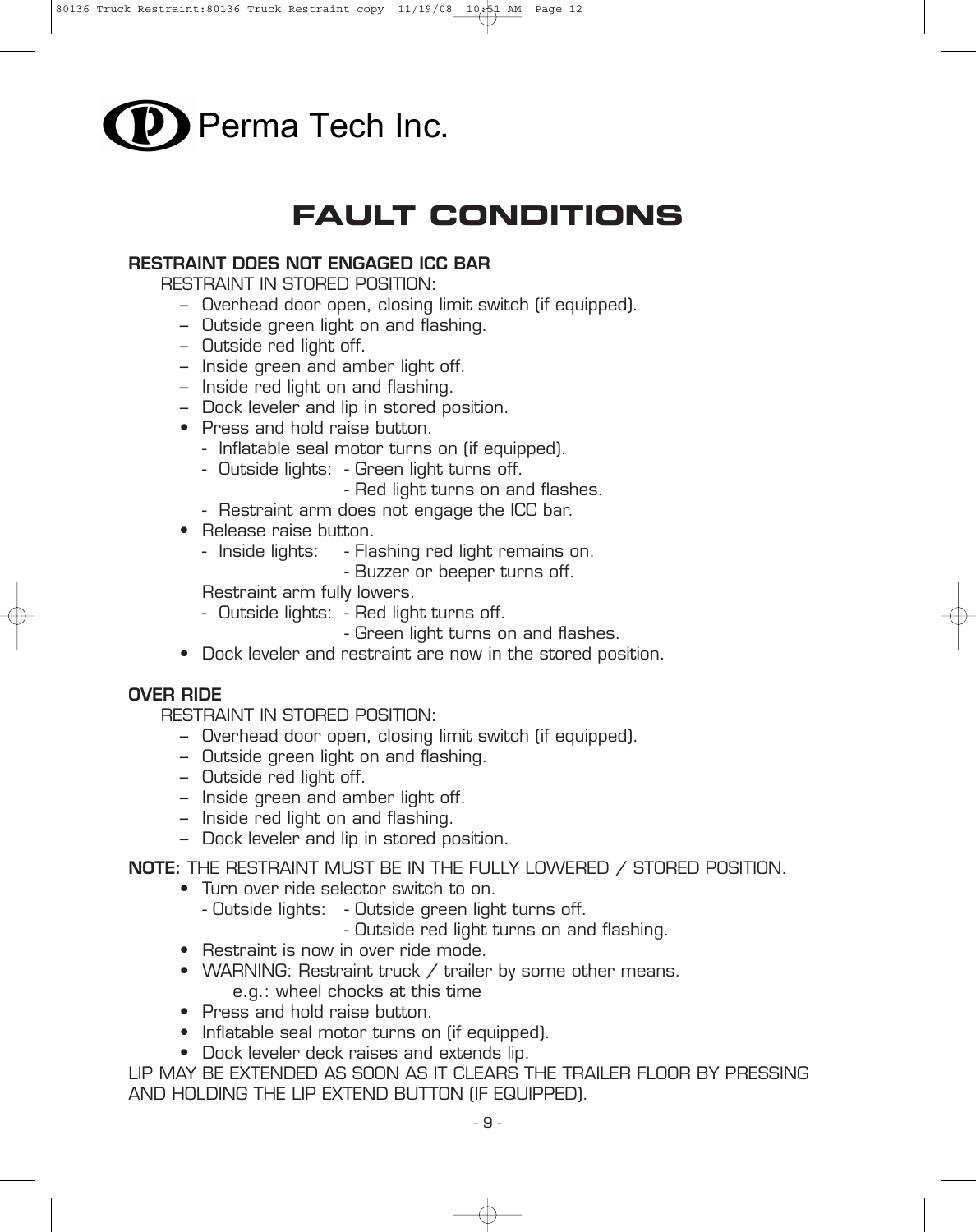Perma Tech Inc.

# FAULT CONDITIONS

**RESTRAINT DOES NOT ENGAGED ICC BAR**

RESTRAINT IN STORED POSITION:

- Overhead door open, closing limit switch (if equipped).
- Outside green light on and flashing.
- Outside red light off.
- Inside green and amber light off.
- Inside red light on and flashing.
- Dock leveler and lip in stored position.
- Press and hold raise button.
  - Inflatable seal motor turns on (if equipped).
  - Outside lights: - Green light turns off.
    - Red light turns on and flashes.
  - Restraint arm does not engage the ICC bar.
- Release raise button.
  - Inside lights: - Flashing red light remains on.
    - Buzzer or beeper turns off.

  Restraint arm fully lowers.
  - Outside lights: - Red light turns off.
    - Green light turns on and flashes.
- Dock leveler and restraint are now in the stored position.

**OVER RIDE**

RESTRAINT IN STORED POSITION:

- Overhead door open, closing limit switch (if equipped).
- Outside green light on and flashing.
- Outside red light off.
- Inside green and amber light off.
- Inside red light on and flashing.
- Dock leveler and lip in stored position.

**NOTE:** THE RESTRAINT MUST BE IN THE FULLY LOWERED / STORED POSITION.

- Turn over ride selector switch to on.
  - Outside lights: - Outside green light turns off.
    - Outside red light turns on and flashing.
- Restraint is now in over ride mode.
- WARNING: Restraint truck / trailer by some other means.
  e.g.: wheel chocks at this time
- Press and hold raise button.
- Inflatable seal motor turns on (if equipped).
- Dock leveler deck raises and extends lip.

LIP MAY BE EXTENDED AS SOON AS IT CLEARS THE TRAILER FLOOR BY PRESSING AND HOLDING THE LIP EXTEND BUTTON (IF EQUIPPED).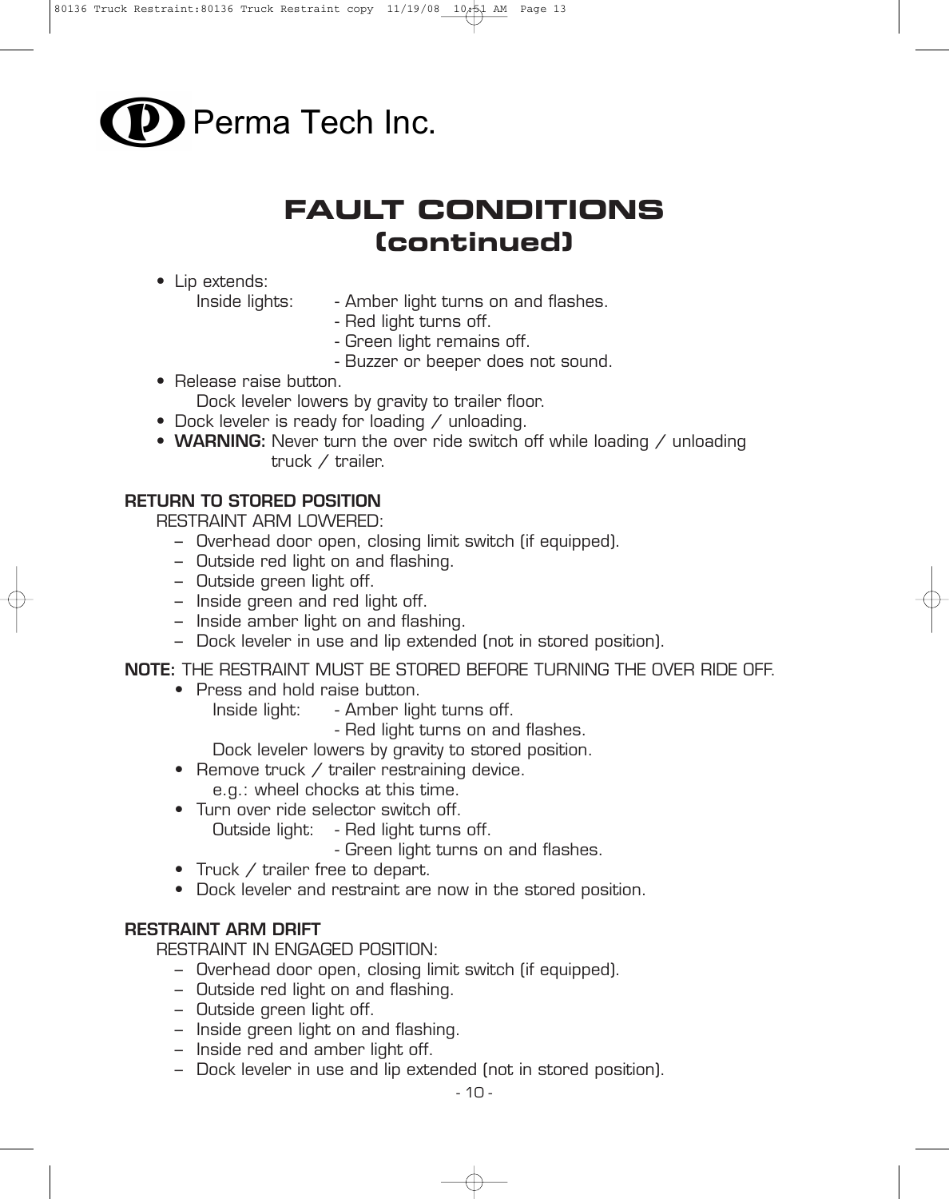Perma Tech Inc.

# FAULT CONDITIONS
## (continued)

- Lip extends:
  - Inside lights:
    - Amber light turns on and flashes.
    - Red light turns off.
    - Green light remains off.
    - Buzzer or beeper does not sound.
- Release raise button.
  Dock leveler lowers by gravity to trailer floor.
- Dock leveler is ready for loading / unloading.
- **WARNING:** Never turn the over ride switch off while loading / unloading truck / trailer.

**RETURN TO STORED POSITION**

RESTRAINT ARM LOWERED:

- Overhead door open, closing limit switch (if equipped).
- Outside red light on and flashing.
- Outside green light off.
- Inside green and red light off.
- Inside amber light on and flashing.
- Dock leveler in use and lip extended (not in stored position).

**NOTE:** THE RESTRAINT MUST BE STORED BEFORE TURNING THE OVER RIDE OFF.

- Press and hold raise button.
  - Inside light:
    - Amber light turns off.
    - Red light turns on and flashes.

  Dock leveler lowers by gravity to stored position.
- Remove truck / trailer restraining device.
  e.g.: wheel chocks at this time.
- Turn over ride selector switch off.
  - Outside light:
    - Red light turns off.
    - Green light turns on and flashes.
- Truck / trailer free to depart.
- Dock leveler and restraint are now in the stored position.

**RESTRAINT ARM DRIFT**

RESTRAINT IN ENGAGED POSITION:

- Overhead door open, closing limit switch (if equipped).
- Outside red light on and flashing.
- Outside green light off.
- Inside green light on and flashing.
- Inside red and amber light off.
- Dock leveler in use and lip extended (not in stored position).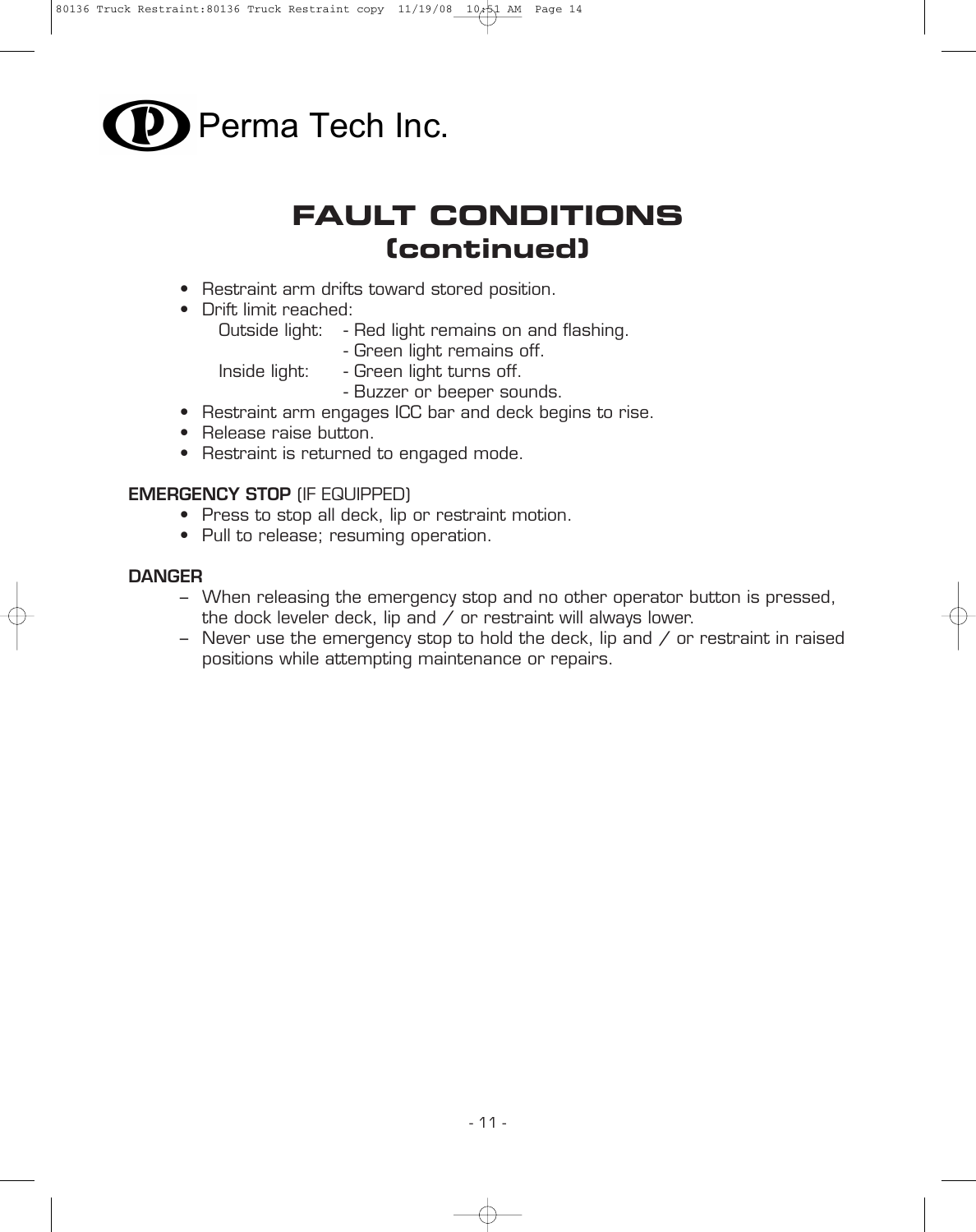Perma Tech Inc.

# FAULT CONDITIONS
## (continued)

- Restraint arm drifts toward stored position.
- Drift limit reached:
  - Outside light: - Red light remains on and flashing.
    - Green light remains off.
  - Inside light: - Green light turns off.
    - Buzzer or beeper sounds.
- Restraint arm engages ICC bar and deck begins to rise.
- Release raise button.
- Restraint is returned to engaged mode.

**EMERGENCY STOP** (IF EQUIPPED)

- Press to stop all deck, lip or restraint motion.
- Pull to release; resuming operation.

**DANGER**

– When releasing the emergency stop and no other operator button is pressed, the dock leveler deck, lip and / or restraint will always lower.

– Never use the emergency stop to hold the deck, lip and / or restraint in raised positions while attempting maintenance or repairs.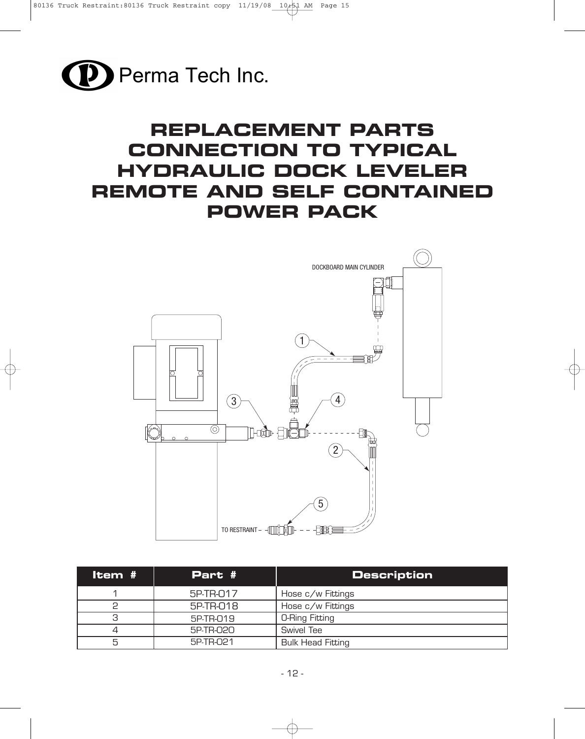Perma Tech Inc.

# REPLACEMENT PARTS CONNECTION TO TYPICAL HYDRAULIC DOCK LEVELER REMOTE AND SELF CONTAINED POWER PACK

DOCKBOARD MAIN CYLINDER

TO RESTRAINT

| Item # | Part # | Description |
|---|---|---|
| 1 | 5P-TR-017 | Hose c/w Fittings |
| 2 | 5P-TR-018 | Hose c/w Fittings |
| 3 | 5P-TR-019 | O-Ring Fitting |
| 4 | 5P-TR-020 | Swivel Tee |
| 5 | 5P-TR-021 | Bulk Head Fitting |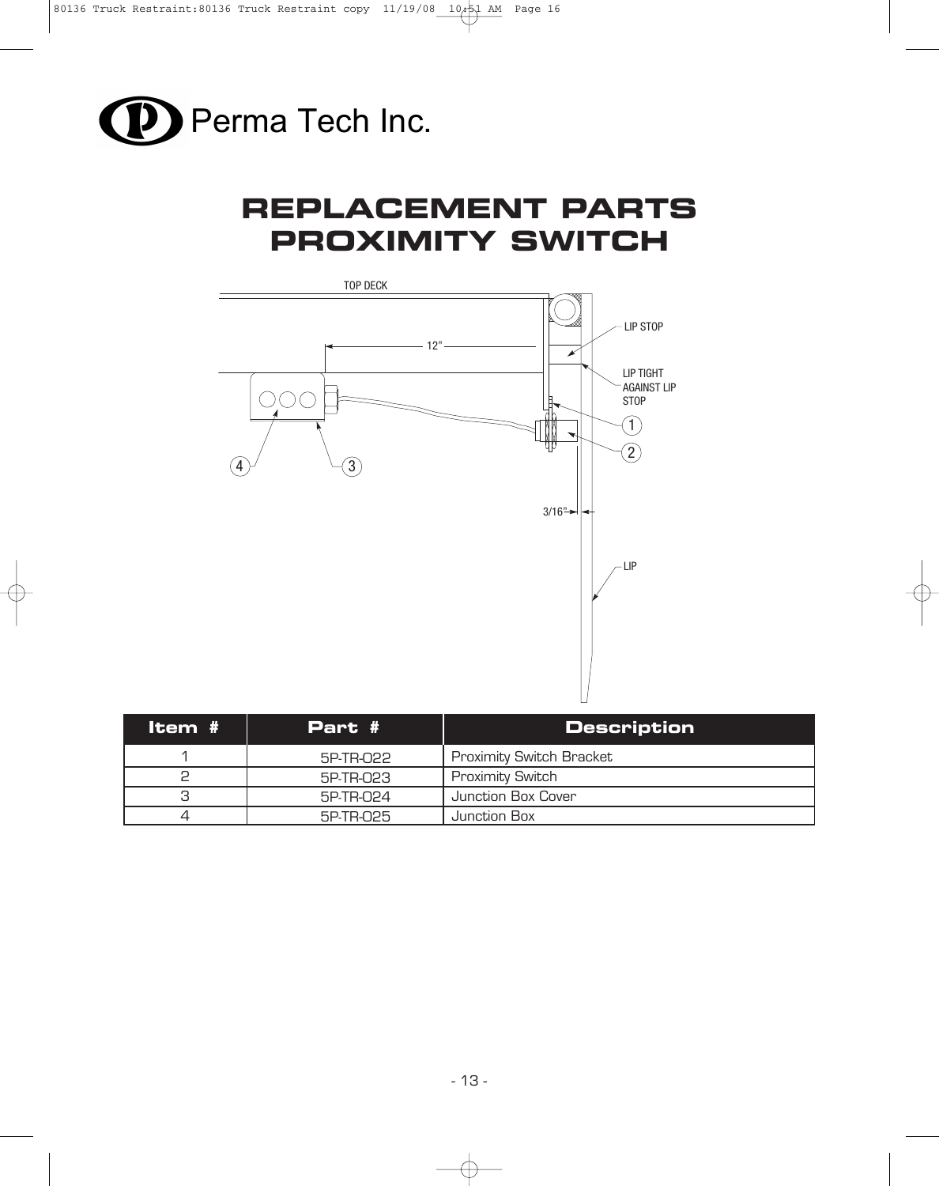Perma Tech Inc.

# REPLACEMENT PARTS
# PROXIMITY SWITCH

TOP DECK

12"

LIP STOP

LIP TIGHT AGAINST LIP STOP

3/16"

LIP

| Item # | Part # | Description |
| --- | --- | --- |
| 1 | 5P-TR-022 | Proximity Switch Bracket |
| 2 | 5P-TR-023 | Proximity Switch |
| 3 | 5P-TR-024 | Junction Box Cover |
| 4 | 5P-TR-025 | Junction Box |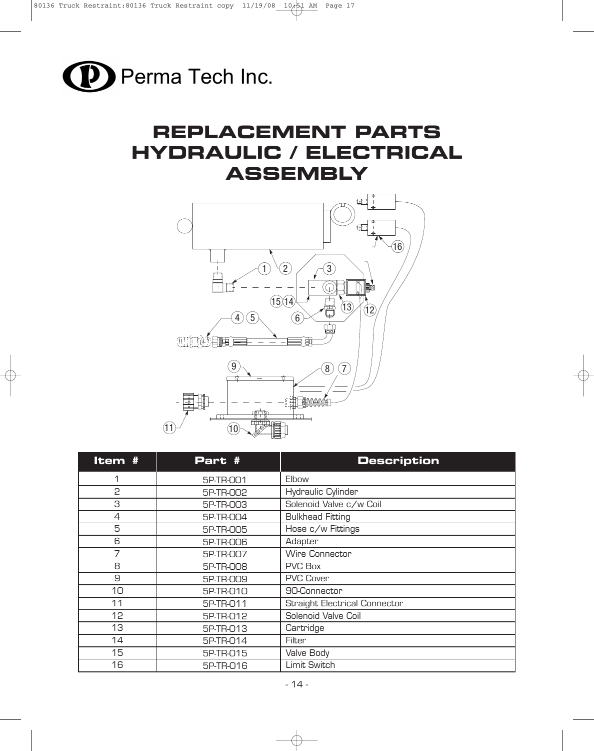Perma Tech Inc.

# REPLACEMENT PARTS HYDRAULIC / ELECTRICAL ASSEMBLY

| Item # | Part # | Description |
|---|---|---|
| 1 | 5P-TR-001 | Elbow |
| 2 | 5P-TR-002 | Hydraulic Cylinder |
| 3 | 5P-TR-003 | Solenoid Valve c/w Coil |
| 4 | 5P-TR-004 | Bulkhead Fitting |
| 5 | 5P-TR-005 | Hose c/w Fittings |
| 6 | 5P-TR-006 | Adapter |
| 7 | 5P-TR-007 | Wire Connector |
| 8 | 5P-TR-008 | PVC Box |
| 9 | 5P-TR-009 | PVC Cover |
| 10 | 5P-TR-010 | 90-Connector |
| 11 | 5P-TR-011 | Straight Electrical Connector |
| 12 | 5P-TR-012 | Solenoid Valve Coil |
| 13 | 5P-TR-013 | Cartridge |
| 14 | 5P-TR-014 | Filter |
| 15 | 5P-TR-015 | Valve Body |
| 16 | 5P-TR-016 | Limit Switch |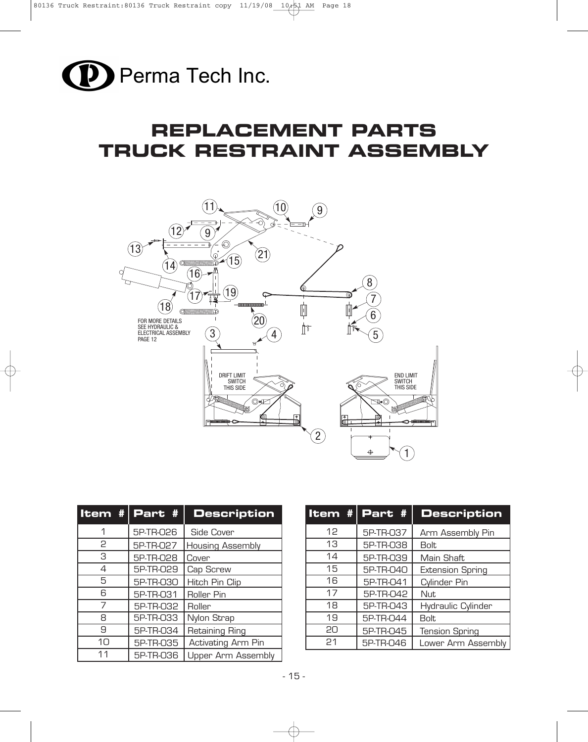![Perma Tech Inc. logo] Perma Tech Inc.

# REPLACEMENT PARTS
# TRUCK RESTRAINT ASSEMBLY

FOR MORE DETAILS SEE HYDRAULIC & ELECTRICAL ASSEMBLY PAGE 12

DRIFT LIMIT SWITCH THIS SIDE

END LIMIT SWITCH THIS SIDE

| Item # | Part # | Description |
|---|---|---|
| 1 | 5P-TR-026 | Side Cover |
| 2 | 5P-TR-027 | Housing Assembly |
| 3 | 5P-TR-028 | Cover |
| 4 | 5P-TR-029 | Cap Screw |
| 5 | 5P-TR-030 | Hitch Pin Clip |
| 6 | 5P-TR-031 | Roller Pin |
| 7 | 5P-TR-032 | Roller |
| 8 | 5P-TR-033 | Nylon Strap |
| 9 | 5P-TR-034 | Retaining Ring |
| 10 | 5P-TR-035 | Activating Arm Pin |
| 11 | 5P-TR-036 | Upper Arm Assembly |

| Item # | Part # | Description |
|---|---|---|
| 12 | 5P-TR-037 | Arm Assembly Pin |
| 13 | 5P-TR-038 | Bolt |
| 14 | 5P-TR-039 | Main Shaft |
| 15 | 5P-TR-040 | Extension Spring |
| 16 | 5P-TR-041 | Cylinder Pin |
| 17 | 5P-TR-042 | Nut |
| 18 | 5P-TR-043 | Hydraulic Cylinder |
| 19 | 5P-TR-044 | Bolt |
| 20 | 5P-TR-045 | Tension Spring |
| 21 | 5P-TR-046 | Lower Arm Assembly |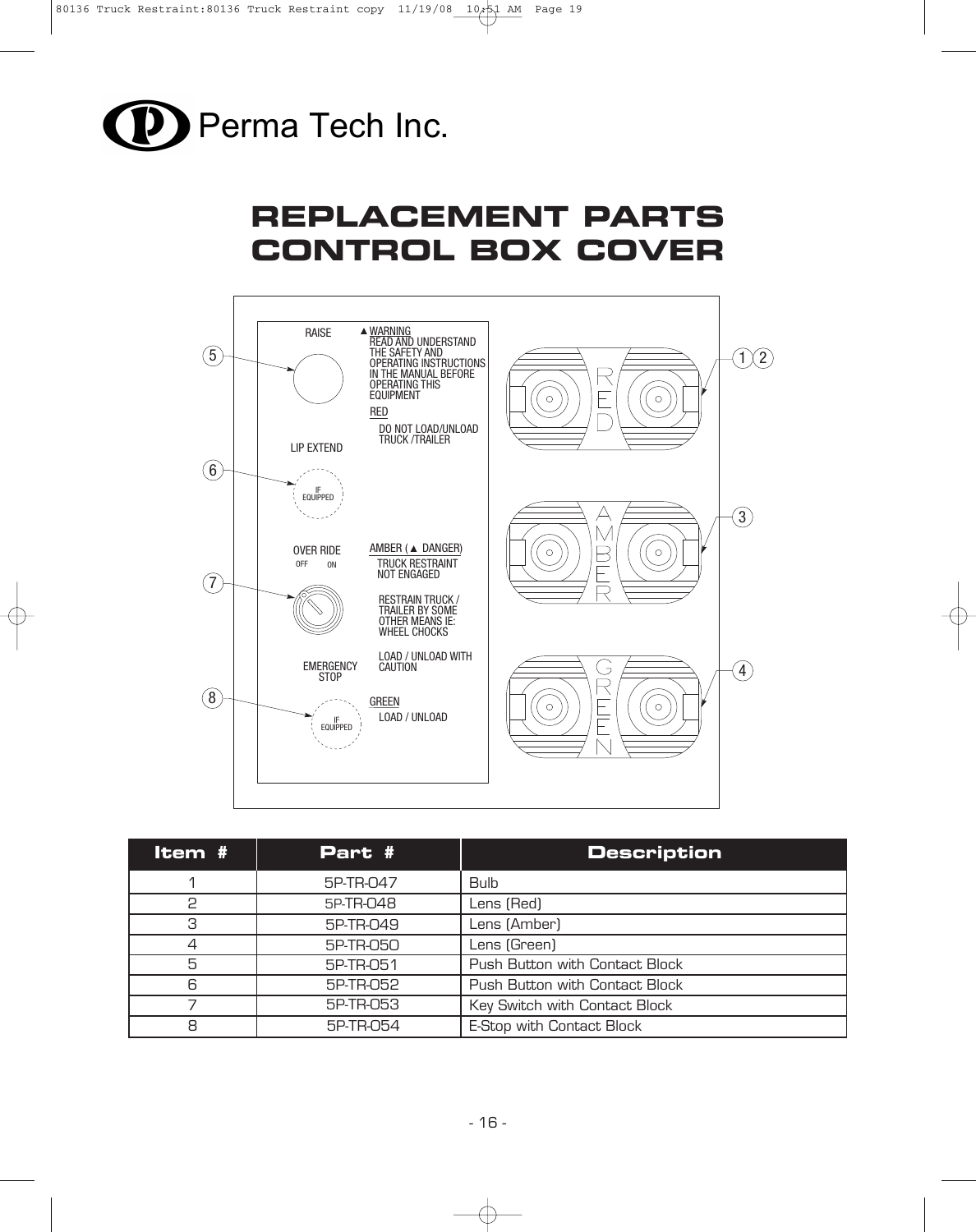# REPLACEMENT PARTS CONTROL BOX COVER

RAISE

▲WARNING
READ AND UNDERSTAND THE SAFETY AND OPERATING INSTRUCTIONS IN THE MANUAL BEFORE OPERATING THIS EQUIPMENT

RED
DO NOT LOAD/UNLOAD TRUCK /TRAILER

LIP EXTEND

IF EQUIPPED

OVER RIDE
OFF ON

AMBER (▲ DANGER)
TRUCK RESTRAINT NOT ENGAGED

RESTRAIN TRUCK / TRAILER BY SOME OTHER MEANS IE: WHEEL CHOCKS

LOAD / UNLOAD WITH CAUTION

EMERGENCY STOP

IF EQUIPPED

GREEN
LOAD / UNLOAD

RED

AMBER

GREEN

| Item # | Part # | Description |
|---|---|---|
| 1 | 5P-TR-047 | Bulb |
| 2 | 5P-TR-048 | Lens (Red) |
| 3 | 5P-TR-049 | Lens (Amber) |
| 4 | 5P-TR-050 | Lens (Green) |
| 5 | 5P-TR-051 | Push Button with Contact Block |
| 6 | 5P-TR-052 | Push Button with Contact Block |
| 7 | 5P-TR-053 | Key Switch with Contact Block |
| 8 | 5P-TR-054 | E-Stop with Contact Block |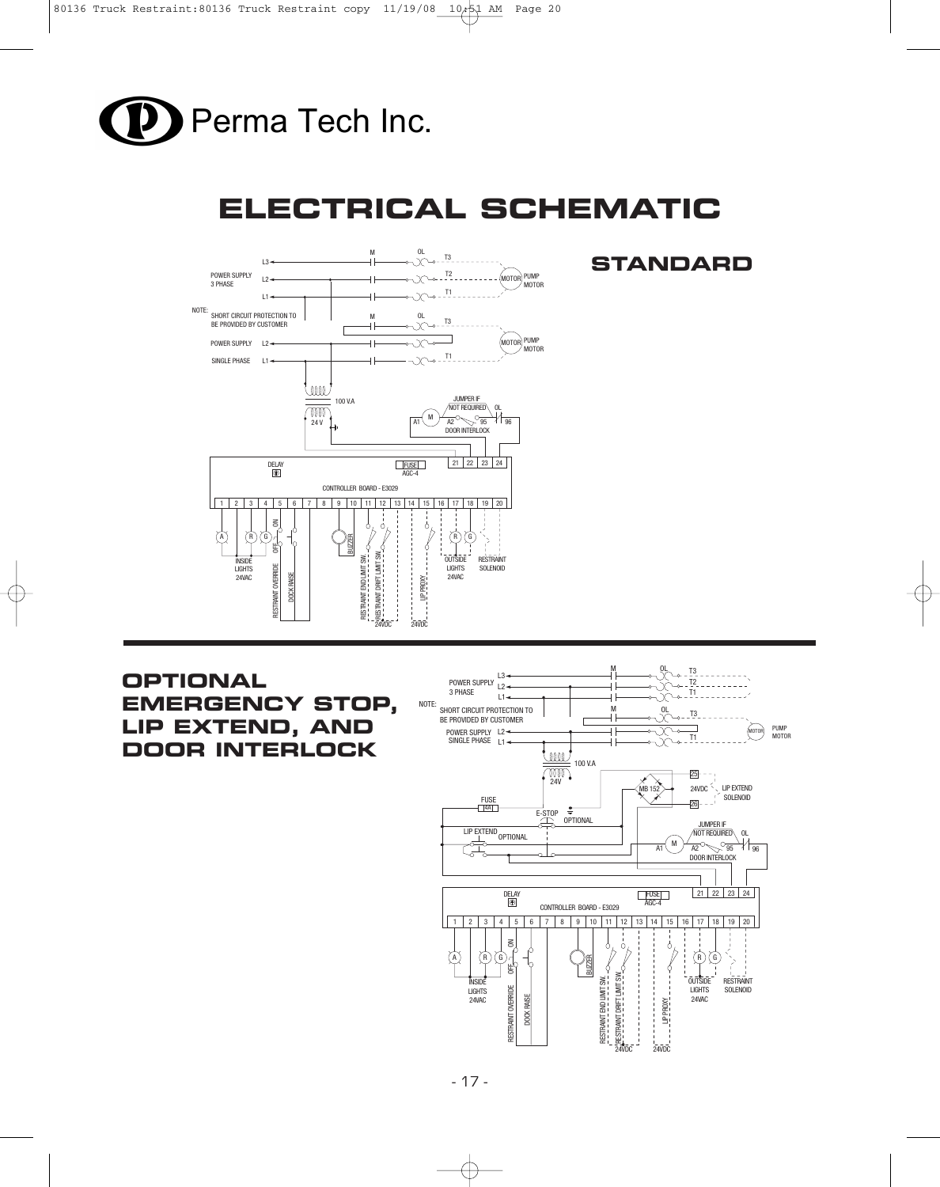Perma Tech Inc.

# ELECTRICAL SCHEMATIC

## STANDARD

L3
L2
L1
POWER SUPPLY 3 PHASE

NOTE: SHORT CIRCUIT PROTECTION TO BE PROVIDED BY CUSTOMER

POWER SUPPLY L2
SINGLE PHASE L1

M OL T3 T2 T1 MOTOR PUMP MOTOR

100 V.A
24 V

JUMPER IF NOT REQUIRED
A1 M A2 95 OL 96
DOOR INTERLOCK

DELAY
FUSE AGC-4
CONTROLLER BOARD - E3029
21 22 23 24
1 2 3 4 5 6 7 8 9 10 11 12 13 14 15 16 17 18 19 20

A R G
INSIDE LIGHTS 24VAC
ON OFF
RESTRAINT OVERRIDE
DOCK RAISE
BUZZER
RESTRAINT END LIMIT SW.
RESTRAINT DRIFT LIMIT SW.
24VDC
LIP PROXY
24VDC
R G
OUTSIDE LIGHTS 24VAC
RESTRAINT SOLENOID

## OPTIONAL EMERGENCY STOP, LIP EXTEND, AND DOOR INTERLOCK

POWER SUPPLY 3 PHASE L3 L2 L1
NOTE: SHORT CIRCUIT PROTECTION TO BE PROVIDED BY CUSTOMER
POWER SUPPLY SINGLE PHASE L2 L1

M OL T3 T2 T1
MOTOR PUMP MOTOR

100 V.A
24V

FUSE
E-STOP
OPTIONAL
LIP EXTEND
OPTIONAL

MB 152
25
24VDC
26
LIP EXTEND SOLENOID

JUMPER IF NOT REQUIRED
A1 M A2 95 OL 96
DOOR INTERLOCK

DELAY
FUSE AGC-4
CONTROLLER BOARD - E3029
21 22 23 24
1 2 3 4 5 6 7 8 9 10 11 12 13 14 15 16 17 18 19 20

A R G
INSIDE LIGHTS 24VAC
ON OFF
RESTRAINT OVERRIDE
DOCK RAISE
BUZZER
RESTRAINT END LIMIT SW.
RESTRAINT DRIFT LIMIT SW.
24VDC
LIP PROXY
24VDC
R G
OUTSIDE LIGHTS 24VAC
RESTRAINT SOLENOID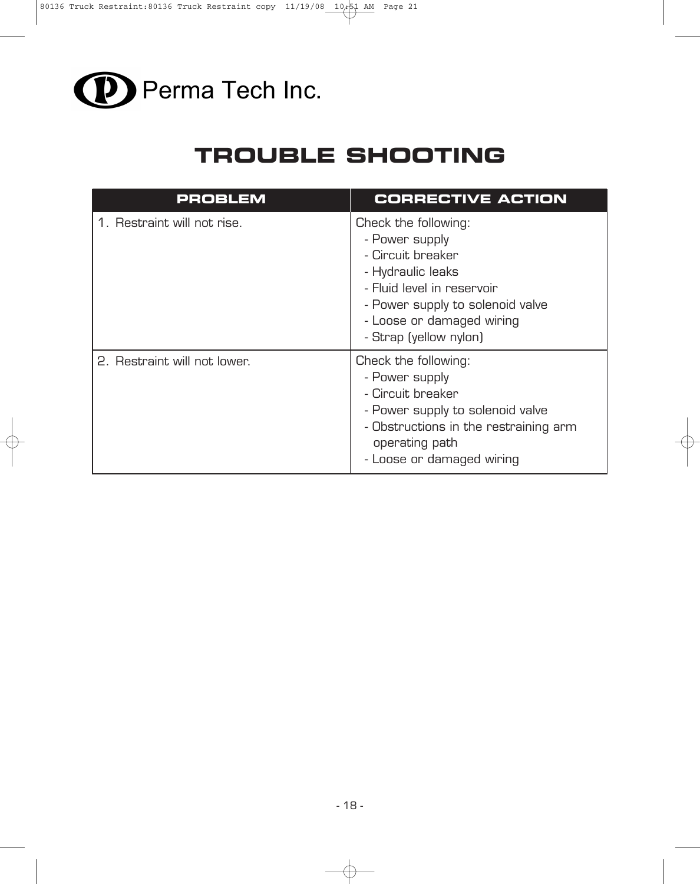Perma Tech Inc.

# TROUBLE SHOOTING

| PROBLEM | CORRECTIVE ACTION |
|---|---|
| 1. Restraint will not rise. | Check the following:<br>- Power supply<br>- Circuit breaker<br>- Hydraulic leaks<br>- Fluid level in reservoir<br>- Power supply to solenoid valve<br>- Loose or damaged wiring<br>- Strap (yellow nylon) |
| 2. Restraint will not lower. | Check the following:<br>- Power supply<br>- Circuit breaker<br>- Power supply to solenoid valve<br>- Obstructions in the restraining arm operating path<br>- Loose or damaged wiring |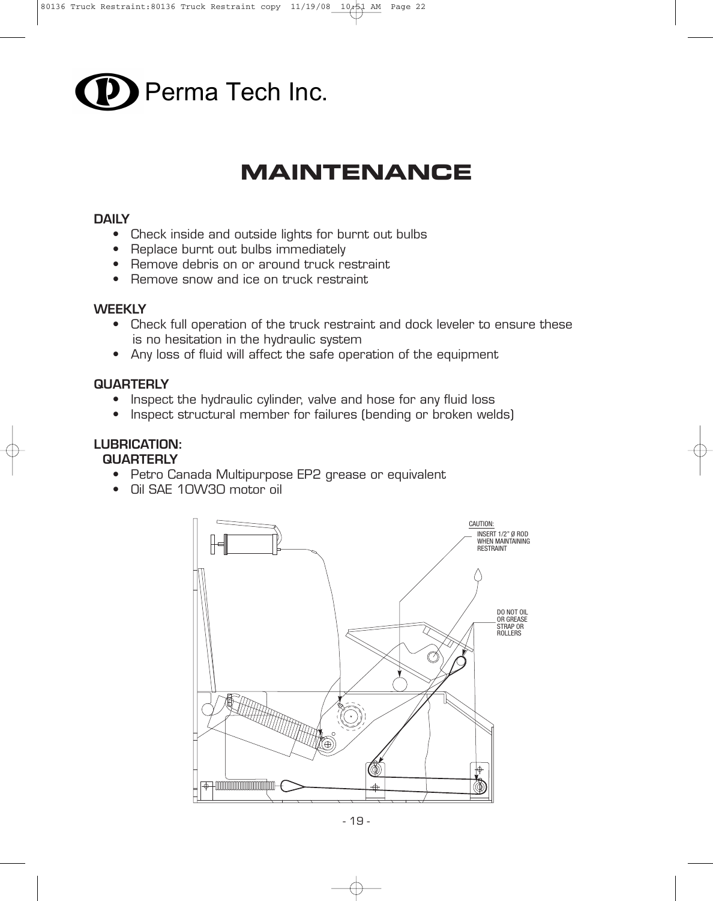Perma Tech Inc.

# MAINTENANCE

**DAILY**

- Check inside and outside lights for burnt out bulbs
- Replace burnt out bulbs immediately
- Remove debris on or around truck restraint
- Remove snow and ice on truck restraint

**WEEKLY**

- Check full operation of the truck restraint and dock leveler to ensure these is no hesitation in the hydraulic system
- Any loss of fluid will affect the safe operation of the equipment

**QUARTERLY**

- Inspect the hydraulic cylinder, valve and hose for any fluid loss
- Inspect structural member for failures (bending or broken welds)

**LUBRICATION:**
**QUARTERLY**

- Petro Canada Multipurpose EP2 grease or equivalent
- Oil SAE 10W30 motor oil

CAUTION:
INSERT 1/2" Ø ROD WHEN MAINTAINING RESTRAINT

DO NOT OIL OR GREASE STRAP OR ROLLERS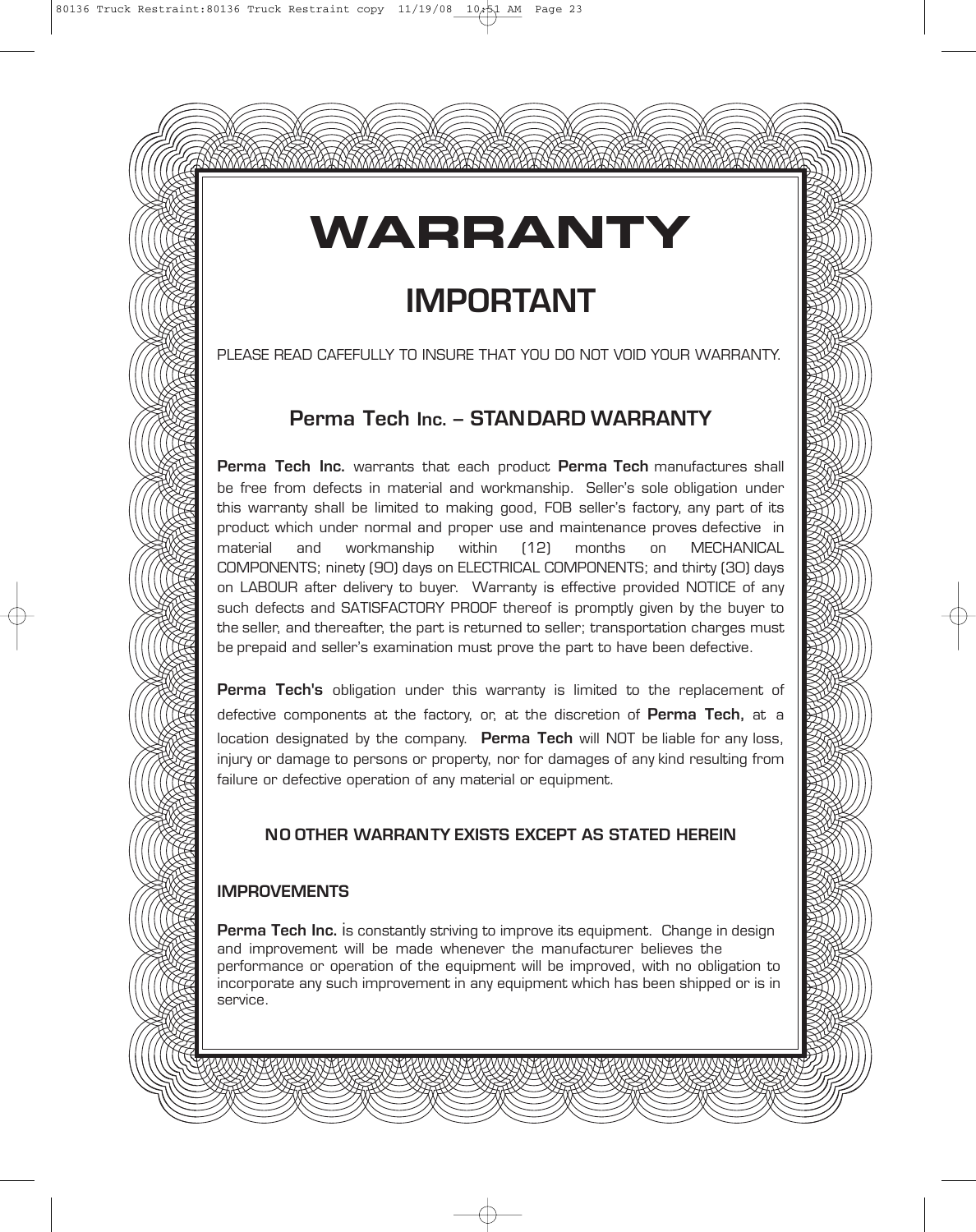# WARRANTY

## IMPORTANT

PLEASE READ CAFEFULLY TO INSURE THAT YOU DO NOT VOID YOUR WARRANTY.

### Perma Tech Inc. – STANDARD WARRANTY

**Perma Tech Inc.** warrants that each product **Perma Tech** manufactures shall be free from defects in material and workmanship. Seller's sole obligation under this warranty shall be limited to making good, FOB seller's factory, any part of its product which under normal and proper use and maintenance proves defective in material and workmanship within (12) months on MECHANICAL COMPONENTS; ninety (90) days on ELECTRICAL COMPONENTS; and thirty (30) days on LABOUR after delivery to buyer. Warranty is effective provided NOTICE of any such defects and SATISFACTORY PROOF thereof is promptly given by the buyer to the seller, and thereafter, the part is returned to seller; transportation charges must be prepaid and seller's examination must prove the part to have been defective.

**Perma Tech's** obligation under this warranty is limited to the replacement of defective components at the factory, or, at the discretion of **Perma Tech,** at a location designated by the company. **Perma Tech** will NOT be liable for any loss, injury or damage to persons or property, nor for damages of any kind resulting from failure or defective operation of any material or equipment.

**NO OTHER WARRANTY EXISTS EXCEPT AS STATED HEREIN**

**IMPROVEMENTS**

**Perma Tech Inc.** is constantly striving to improve its equipment. Change in design and improvement will be made whenever the manufacturer believes the performance or operation of the equipment will be improved, with no obligation to incorporate any such improvement in any equipment which has been shipped or is in service.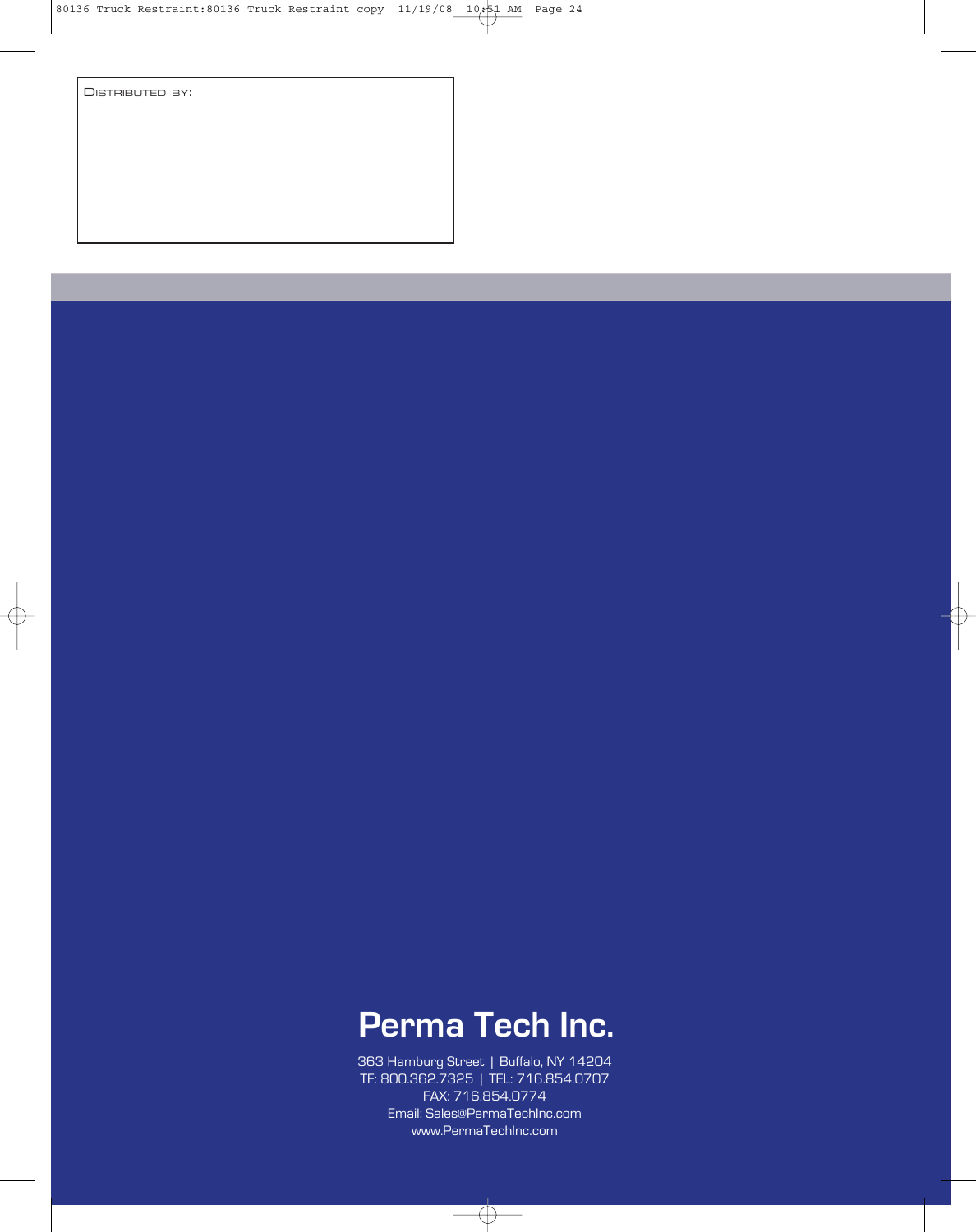DISTRIBUTED BY:

# Perma Tech Inc.

363 Hamburg Street | Buffalo, NY 14204
TF: 800.362.7325 | TEL: 716.854.0707
FAX: 716.854.0774
Email: Sales@PermaTechInc.com
www.PermaTechInc.com